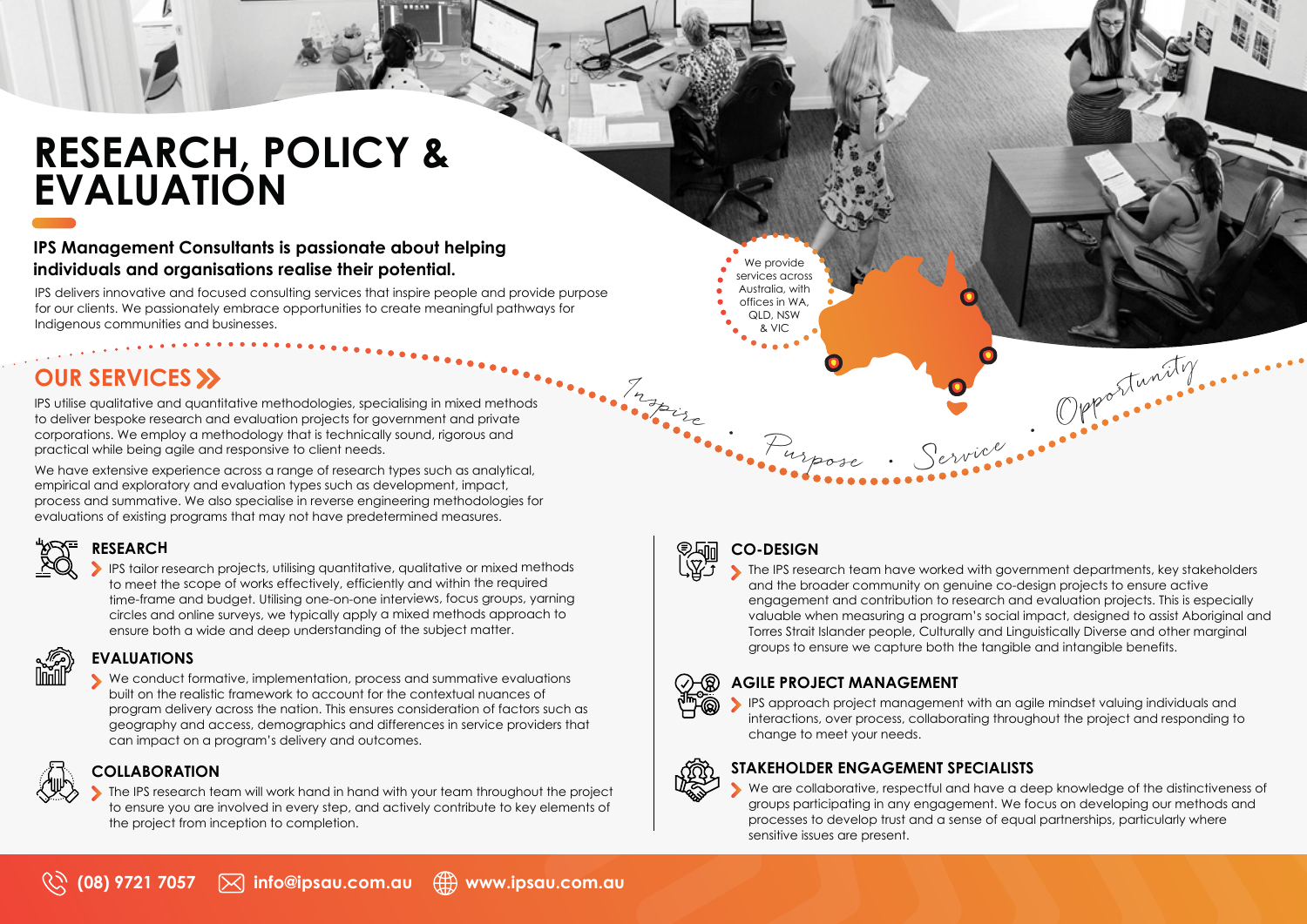# RESEARCH, POLICY & EVALUATION

**IPS Management Consultants is passionate about helping individuals and organisations realise their potential.**

IPS delivers innovative and focused consulting services that inspire people and provide purpose for our clients. We passionately embrace opportunities to create meaningful pathways for Indigenous communities and businesses.

We provide services across Australia, with offices in WA, QLD, NSW & VIC

Inspire • Purpose • Service • Opportunity

## OUR SERVICES

IPS utilise qualitative and quantitative methodologies, specialising in mixed methods to deliver bespoke research and evaluation projects for government and private corporations. We employ a methodology that is technically sound, rigorous and practical while being agile and responsive to client needs.

We have extensive experience across a range of research types such as analytical, empirical and exploratory and evaluation types such as development, impact, process and summative. We also specialise in reverse engineering methodologies for evaluations of existing programs that may not have predetermined measures.

### RESEARCH

- IPS tailor research projects, utilising quantitative, qualitative or mixed methods to meet the scope of works effectively, efficiently and within the required time-frame and budget. Utilising one-on-one interviews, focus groups, yarning circles and online surveys, we typically apply a mixed methods approach to ensure both a wide and deep understanding of the subject matter.

### EVALUATIONS

- We conduct formative, implementation, process and summative evaluations built on the realistic framework to account for the contextual nuances of program delivery across the nation. This ensures consideration of factors such as geography and access, demographics and differences in service providers that can impact on a program's delivery and outcomes.

### COLLABORATION

- The IPS research team will work hand in hand with your team throughout the project to ensure you are involved in every step, and actively contribute to key elements of the project from inception to completion.

### CO-DESIGN

- The IPS research team have worked with government departments, key stakeholders and the broader community on genuine co-design projects to ensure active engagement and contribution to research and evaluation projects. This is especially valuable when measuring a program's social impact, designed to assist Aboriginal and Torres Strait Islander people, Culturally and Linguistically Diverse and other marginal groups to ensure we capture both the tangible and intangible benefits.

### AGILE PROJECT MANAGEMENT

- IPS approach project management with an agile mindset valuing individuals and interactions, over process, collaborating throughout the project and responding to change to meet your needs.

### STAKEHOLDER ENGAGEMENT SPECIALISTS

- We are collaborative, respectful and have a deep knowledge of the distinctiveness of groups participating in any engagement. We focus on developing our methods and processes to develop trust and a sense of equal partnerships, particularly where sensitive issues are present.

(08) 9721 7057 | info@ipsau.com.au | www.ipsau.com.au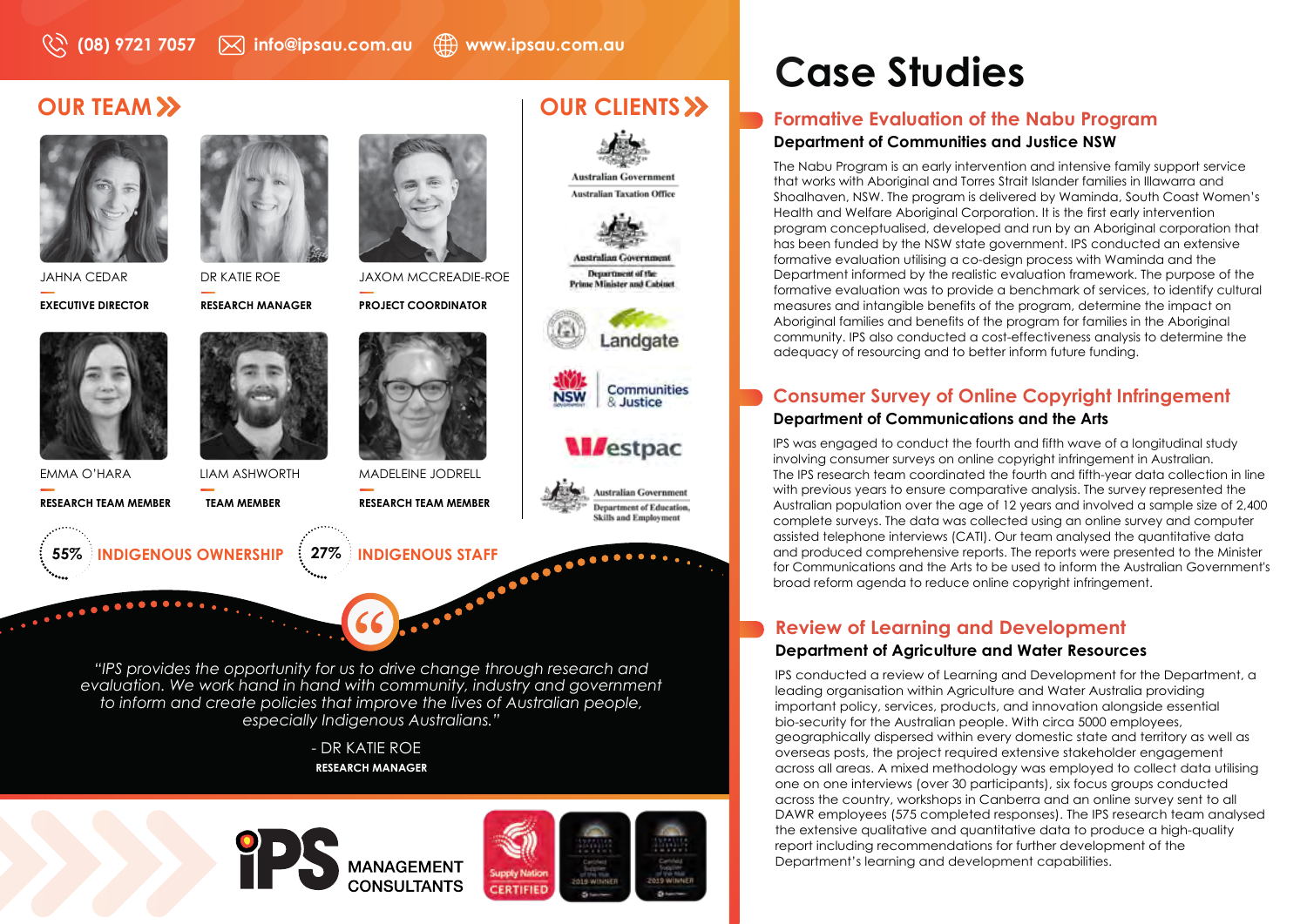(08) 9721 7057 info@ipsau.com.au www.ipsau.com.au

## OUR TEAM

JAHNA CEDAR
**EXECUTIVE DIRECTOR**

DR KATIE ROE
**RESEARCH MANAGER**

JAXOM MCCREADIE-ROE
**PROJECT COORDINATOR**

EMMA O'HARA
**RESEARCH TEAM MEMBER**

LIAM ASHWORTH
**TEAM MEMBER**

MADELEINE JODRELL
**RESEARCH TEAM MEMBER**

55% INDIGENOUS OWNERSHIP

27% INDIGENOUS STAFF

## OUR CLIENTS

Australian Government – Australian Taxation Office

Australian Government – Department of the Prime Minister and Cabinet

Landgate

NSW Communities & Justice

Westpac

Australian Government – Department of Education, Skills and Employment

*"IPS provides the opportunity for us to drive change through research and evaluation. We work hand in hand with community, industry and government to inform and create policies that improve the lives of Australian people, especially Indigenous Australians."*

- DR KATIE ROE
**RESEARCH MANAGER**

IPS MANAGEMENT CONSULTANTS

Supply Nation CERTIFIED

# Case Studies

## Formative Evaluation of the Nabu Program

### Department of Communities and Justice NSW

The Nabu Program is an early intervention and intensive family support service that works with Aboriginal and Torres Strait Islander families in Illawarra and Shoalhaven, NSW. The program is delivered by Waminda, South Coast Women's Health and Welfare Aboriginal Corporation. It is the first early intervention program conceptualised, developed and run by an Aboriginal corporation that has been funded by the NSW state government. IPS conducted an extensive formative evaluation utilising a co-design process with Waminda and the Department informed by the realistic evaluation framework. The purpose of the formative evaluation was to provide a benchmark of services, to identify cultural measures and intangible benefits of the program, determine the impact on Aboriginal families and benefits of the program for families in the Aboriginal community. IPS also conducted a cost-effectiveness analysis to determine the adequacy of resourcing and to better inform future funding.

## Consumer Survey of Online Copyright Infringement

### Department of Communications and the Arts

IPS was engaged to conduct the fourth and fifth wave of a longitudinal study involving consumer surveys on online copyright infringement in Australian. The IPS research team coordinated the fourth and fifth-year data collection in line with previous years to ensure comparative analysis. The survey represented the Australian population over the age of 12 years and involved a sample size of 2,400 complete surveys. The data was collected using an online survey and computer assisted telephone interviews (CATI). Our team analysed the quantitative data and produced comprehensive reports. The reports were presented to the Minister for Communications and the Arts to be used to inform the Australian Government's broad reform agenda to reduce online copyright infringement.

## Review of Learning and Development

### Department of Agriculture and Water Resources

IPS conducted a review of Learning and Development for the Department, a leading organisation within Agriculture and Water Australia providing important policy, services, products, and innovation alongside essential bio-security for the Australian people. With circa 5000 employees, geographically dispersed within every domestic state and territory as well as overseas posts, the project required extensive stakeholder engagement across all areas. A mixed methodology was employed to collect data utilising one on one interviews (over 30 participants), six focus groups conducted across the country, workshops in Canberra and an online survey sent to all DAWR employees (575 completed responses). The IPS research team analysed the extensive qualitative and quantitative data to produce a high-quality report including recommendations for further development of the Department's learning and development capabilities.